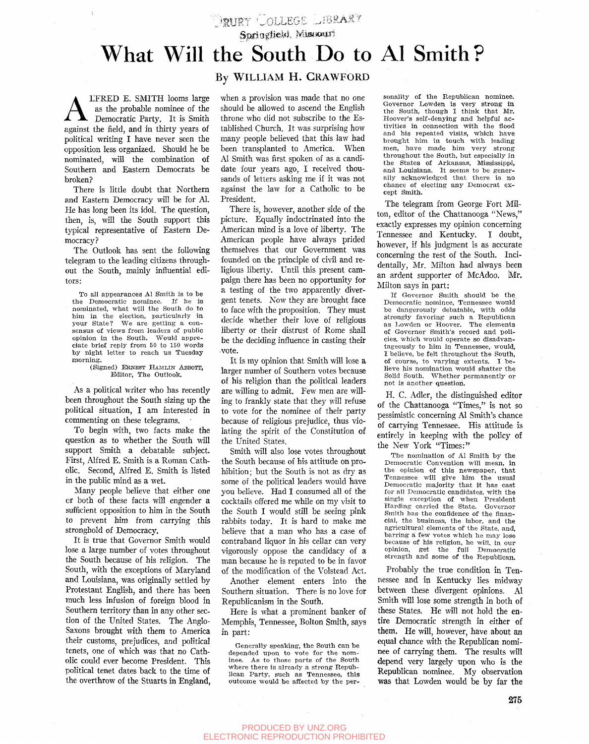# What Will the South Do to Al Smith?

By WILLIAM H. CRAWFORD

ALFRED E. SMITH looms large as the probable nominee of the Democratic Party. It is Smith against the field, and in thirty years of political writing I have never seen the opposition less organized. Should he be nominated, will the combination of Southern and Eastern Democrats be broken?

There is little doubt that Northern and Eastern Democracy will be for Al. He has long been its idol. The question, then, is, will the South support this typical representative of Eastern Democracy?

The Outlook has sent the following telegram to the leading citizens throughout the South, mainly influential editors:

> To all appearances Al Smith is to be the Democratic nominee. If he is nominated, what will the South do to him in the election, particularly in your State? We are getting a consensus of views from leaders of public opinion in the South. Would appreciate brief reply from 50 to 150 words by night letter to reach us Tuesday morning.
>
> (Signed) ERNEST HAMLIN ABBOTT,
> Editor, The Outlook.

As a political writer who has recently been throughout the South sizing up the political situation, I am interested in commenting on these telegrams.

To begin with, two facts make the question as to whether the South will support Smith a debatable subject. First, Alfred E. Smith is a Roman Catholic. Second, Alfred E. Smith is listed in the public mind as a wet.

Many people believe that either one or both of these facts will engender a sufficient opposition to him in the South to prevent him from carrying this stronghold of Democracy.

It is true that Governor Smith would lose a large number of votes throughout the South because of his religion. The South, with the exceptions of Maryland and Louisiana, was originally settled by Protestant English, and there has been much less infusion of foreign blood in Southern territory than in any other section of the United States. The Anglo-Saxons brought with them to America their customs, prejudices, and political tenets, one of which was that no Catholic could ever become President. This political tenet dates back to the time of the overthrow of the Stuarts in England, when a provision was made that no one should be allowed to ascend the English throne who did not subscribe to the Established Church. It was surprising how many people believed that this law had been transplanted to America. When Al Smith was first spoken of as a candidate four years ago, I received thousands of letters asking me if it was not against the law for a Catholic to be President.

There is, however, another side of the picture. Equally indoctrinated into the American mind is a love of liberty. The American people have always prided themselves that our Government was founded on the principle of civil and religious liberty. Until this present campaign there has been no opportunity for a testing of the two apparently divergent tenets. Now they are brought face to face with the proposition. They must decide whether their love of religious liberty or their distrust of Rome shall be the deciding influence in casting their vote.

It is my opinion that Smith will lose a larger number of Southern votes because of his religion than the political leaders are willing to admit. Few men are willing to frankly state that they will refuse to vote for the nominee of their party because of religious prejudice, thus violating the spirit of the Constitution of the United States.

Smith will also lose votes throughout the South because of his attitude on prohibition; but the South is not as dry as some of the political leaders would have you believe. Had I consumed all of the cocktails offered me while on my visit to the South I would still be seeing pink rabbits today. It is hard to make me believe that a man who has a case of contraband liquor in his cellar can very vigorously oppose the candidacy of a man because he is reputed to be in favor of the modification of the Volstead Act.

Another element enters into the Southern situation. There is no love for Republicanism in the South.

Here is what a prominent banker of Memphis, Tennessee, Bolton Smith, says in part:

> Generally speaking, the South can be depended upon to vote for the nominee. As to those parts of the South where there is already a strong Republican Party, such as Tennessee, this outcome would be affected by the personality of the Republican nominee. Governor Lowden is very strong in the South, though I think that Mr. Hoover's self-denying and helpful activities in connection with the flood and his repeated visits, which have brought him in touch with leading men, have made him very strong throughout the South, but especially in the States of Arkansas, Mississippi, and Louisiana. It seems to be generally acknowledged that there is no chance of electing any Democrat except Smith.

The telegram from George Fort Milton, editor of the Chattanooga "News," exactly expresses my opinion concerning Tennessee and Kentucky. I doubt, however, if his judgment is as accurate concerning the rest of the South. Incidentally, Mr. Milton had always been an ardent supporter of McAdoo. Mr. Milton says in part:

> If Governor Smith should be the Democratic nominee, Tennessee would be dangerously debatable, with odds strongly favoring such a Republican as Lowden or Hoover. The elements of Governor Smith's record and policies, which would operate so disadvantageously to him in Tennessee, would, I believe, be felt throughout the South, of course, to varying extents. I believe his nomination would shatter the Solid South. Whether permanently or not is another question.

H. C. Adler, the distinguished editor of the Chattanooga "Times," is not so pessimistic concerning Al Smith's chance of carrying Tennessee. His attitude is entirely in keeping with the policy of the New York "Times:"

> The nomination of Al Smith by the Democratic Convention will mean, in the opinion of this newspaper, that Tennessee will give him the usual Democratic majority that it has cast for all Democratic candidates, with the single exception of when President Harding carried the State. Governor Smith has the confidence of the financial, the business, the labor, and the agricultural elements of the State, and, barring a few votes which he may lose because of his religion, he will, in our opinion, get the full Democratic strength and some of the Republican.

Probably the true condition in Tennessee and in Kentucky lies midway between these divergent opinions. Al Smith will lose some strength in both of these States. He will not hold the entire Democratic strength in either of them. He will, however, have about an equal chance with the Republican nominee of carrying them. The results will depend very largely upon who is the Republican nominee. My observation was that Lowden would be by far the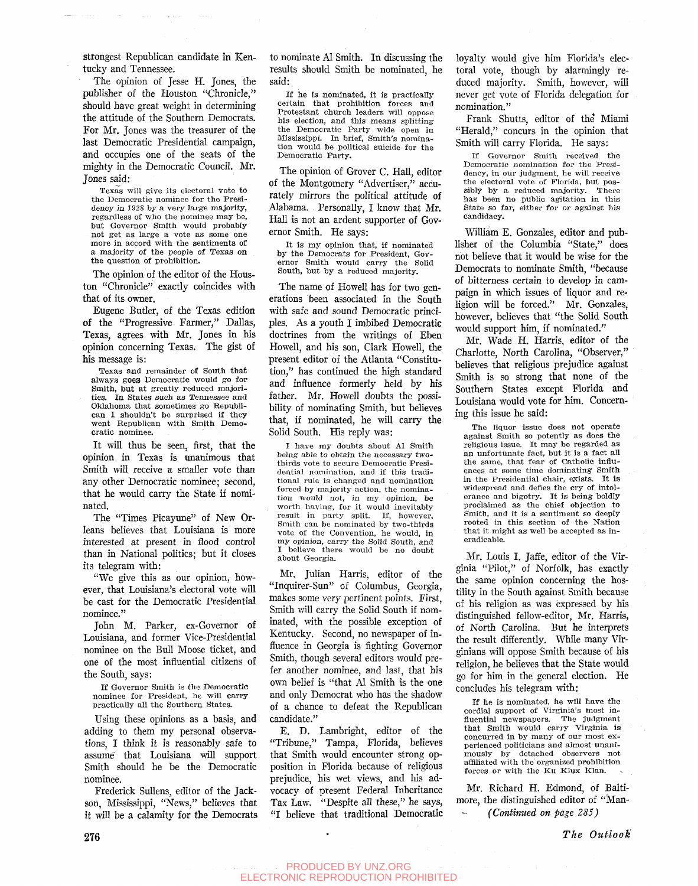strongest Republican candidate in Kentucky and Tennessee.

The opinion of Jesse H. Jones, the publisher of the Houston "Chronicle," should have great weight in determining the attitude of the Southern Democrats. For Mr. Jones was the treasurer of the last Democratic Presidential campaign, and occupies one of the seats of the mighty in the Democratic Council. Mr. Jones said:

> Texas will give its electoral vote to the Democratic nominee for the Presidency in 1928 by a very large majority, regardless of who the nominee may be, but Governor Smith would probably not get as large a vote as some one more in accord with the sentiments of a majority of the people of Texas on the question of prohibition.

The opinion of the editor of the Houston "Chronicle" exactly coincides with that of its owner.

Eugene Butler, of the Texas edition of the "Progressive Farmer," Dallas, Texas, agrees with Mr. Jones in his opinion concerning Texas. The gist of his message is:

> Texas and remainder of South that always goes Democratic would go for Smith, but at greatly reduced majorities. In States such as Tennessee and Oklahoma that sometimes go Republican I shouldn't be surprised if they went Republican with Smith Democratic nominee.

It will thus be seen, first, that the opinion in Texas is unanimous that Smith will receive a smaller vote than any other Democratic nominee; second, that he would carry the State if nominated.

The "Times Picayune" of New Orleans believes that Louisiana is more interested at present in flood control than in National politics; but it closes its telegram with:

"We give this as our opinion, however, that Louisiana's electoral vote will be cast for the Democratic Presidential nominee."

John M. Parker, ex-Governor of Louisiana, and former Vice-Presidential nominee on the Bull Moose ticket, and one of the most influential citizens of the South, says:

> If Governor Smith is the Democratic nominee for President, he will carry practically all the Southern States.

Using these opinions as a basis, and adding to them my personal observations, I think it is reasonably safe to assume that Louisiana will support Smith should he be the Democratic nominee.

Frederick Sullens, editor of the Jackson, Mississippi, "News," believes that it will be a calamity for the Democrats to nominate Al Smith. In discussing the results should Smith be nominated, he said:

> If he is nominated, it is practically certain that prohibition forces and Protestant church leaders will oppose his election, and this means splitting the Democratic Party wide open in Mississippi. In brief, Smith's nomination would be political suicide for the Democratic Party.

The opinion of Grover C. Hall, editor of the Montgomery "Advertiser," accurately mirrors the political attitude of Alabama. Personally, I know that Mr. Hall is not an ardent supporter of Governor Smith. He says:

> It is my opinion that, if nominated by the Democrats for President, Governor Smith would carry the Solid South, but by a reduced majority.

The name of Howell has for two generations been associated in the South with safe and sound Democratic principles. As a youth I imbibed Democratic doctrines from the writings of Eben Howell, and his son, Clark Howell, the present editor of the Atlanta "Constitution," has continued the high standard and influence formerly held by his father. Mr. Howell doubts the possibility of nominating Smith, but believes that, if nominated, he will carry the Solid South. His reply was:

> I have my doubts about Al Smith being able to obtain the necessary two-thirds vote to secure Democratic Presidential nomination, and if this traditional rule is changed and nomination forced by majority action, the nomination would not, in my opinion, be worth having, for it would inevitably result in party split. If, however, Smith can be nominated by two-thirds vote of the Convention, he would, in my opinion, carry the Solid South, and I believe there would be no doubt about Georgia.

Mr. Julian Harris, editor of the "Inquirer-Sun" of Columbus, Georgia, makes some very pertinent points. First, Smith will carry the Solid South if nominated, with the possible exception of Kentucky. Second, no newspaper of influence in Georgia is fighting Governor Smith, though several editors would prefer another nominee, and last, that his own belief is "that Al Smith is the one and only Democrat who has the shadow of a chance to defeat the Republican candidate."

E. D. Lambright, editor of the "Tribune," Tampa, Florida, believes that Smith would encounter strong opposition in Florida because of religious prejudice, his wet views, and his advocacy of present Federal Inheritance Tax Law. "Despite all these," he says, "I believe that traditional Democratic loyalty would give him Florida's electoral vote, though by alarmingly reduced majority. Smith, however, will never get vote of Florida delegation for nomination."

Frank Shutts, editor of the Miami "Herald," concurs in the opinion that Smith will carry Florida. He says:

> If Governor Smith received the Democratic nomination for the Presidency, in our judgment, he will receive the electoral vote of Florida, but possibly by a reduced majority. There has been no public agitation in this State so far, either for or against his candidacy.

William E. Gonzales, editor and publisher of the Columbia "State," does not believe that it would be wise for the Democrats to nominate Smith, "because of bitterness certain to develop in campaign in which issues of liquor and religion will be forced." Mr. Gonzales, however, believes that "the Solid South would support him, if nominated."

Mr. Wade H. Harris, editor of the Charlotte, North Carolina, "Observer," believes that religious prejudice against Smith is so strong that none of the Southern States except Florida and Louisiana would vote for him. Concerning this issue he said:

> The liquor issue does not operate against Smith so potently as does the religious issue. It may be regarded as an unfortunate fact, but it is a fact all the same, that fear of Catholic influences at some time dominating Smith in the Presidential chair, exists. It is widespread and defies the cry of intolerance and bigotry. It is being boldly proclaimed as the chief objection to Smith, and it is a sentiment so deeply rooted in this section of the Nation that it might as well be accepted as ineradicable.

Mr. Louis I. Jaffe, editor of the Virginia "Pilot," of Norfolk, has exactly the same opinion concerning the hostility in the South against Smith because of his religion as was expressed by his distinguished fellow-editor, Mr. Harris, of North Carolina. But he interprets the result differently. While many Virginians will oppose Smith because of his religion, he believes that the State would go for him in the general election. He concludes his telegram with:

> If he is nominated, he will have the cordial support of Virginia's most influential newspapers. The judgment that Smith would carry Virginia is concurred in by many of our most experienced politicians and almost unanimously by detached observers not affiliated with the organized prohibition forces or with the Ku Klux Klan.

Mr. Richard H. Edmond, of Baltimore, the distinguished editor of "Man-

*(Continued on page 285)*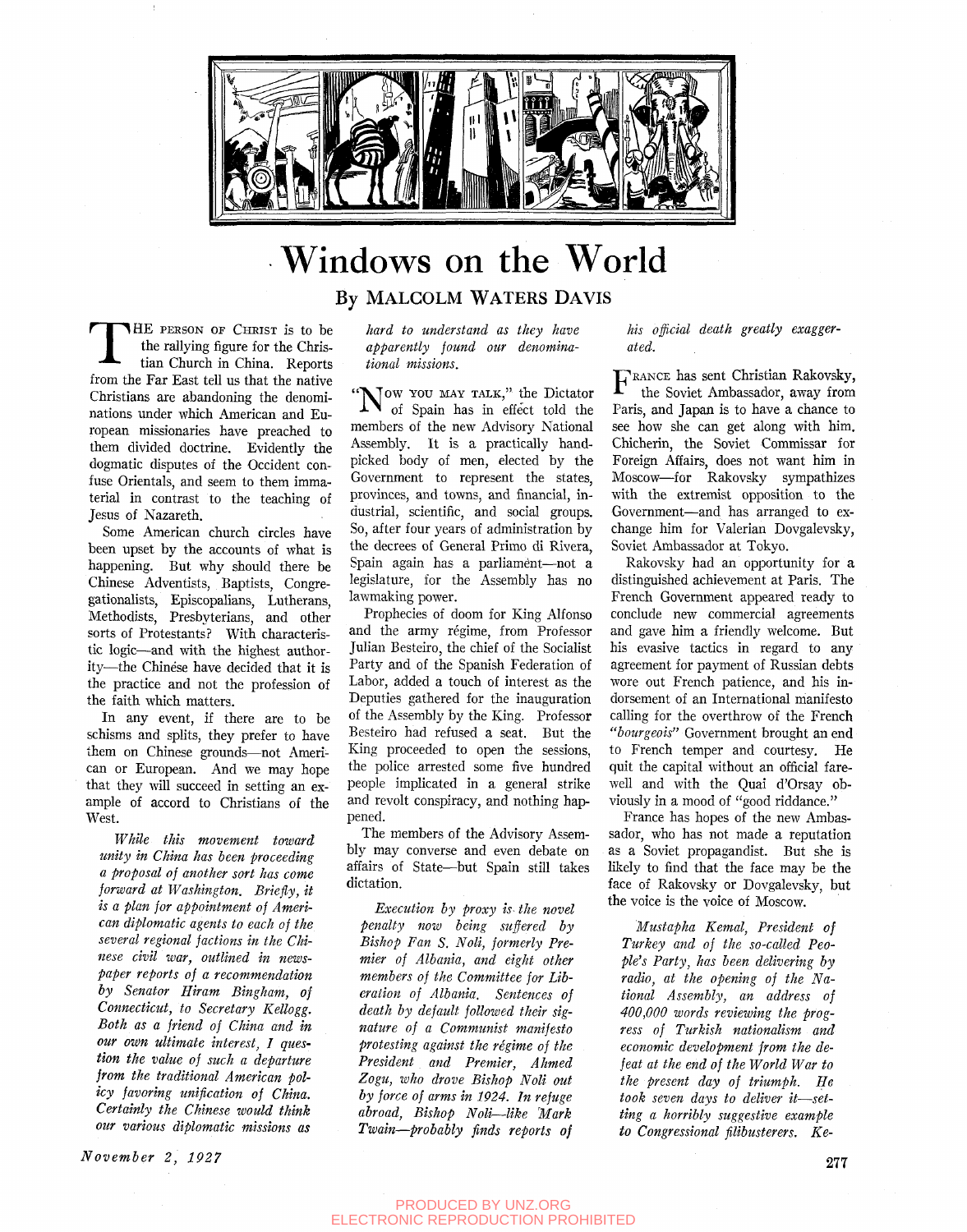# Windows on the World

## By MALCOLM WATERS DAVIS

THE PERSON OF CHRIST is to be the rallying figure for the Christian Church in China. Reports from the Far East tell us that the native Christians are abandoning the denominations under which American and European missionaries have preached to them divided doctrine. Evidently the dogmatic disputes of the Occident confuse Orientals, and seem to them immaterial in contrast to the teaching of Jesus of Nazareth.

Some American church circles have been upset by the accounts of what is happening. But why should there be Chinese Adventists, Baptists, Congregationalists, Episcopalians, Lutherans, Methodists, Presbyterians, and other sorts of Protestants? With characteristic logic—and with the highest authority—the Chinese have decided that it is the practice and not the profession of the faith which matters.

In any event, if there are to be schisms and splits, they prefer to have them on Chinese grounds—not American or European. And we may hope that they will succeed in setting an example of accord to Christians of the West.

*While this movement toward unity in China has been proceeding a proposal of another sort has come forward at Washington. Briefly, it is a plan for appointment of American diplomatic agents to each of the several regional factions in the Chinese civil war, outlined in newspaper reports of a recommendation by Senator Hiram Bingham, of Connecticut, to Secretary Kellogg. Both as a friend of China and in our own ultimate interest, I question the value of such a departure from the traditional American policy favoring unification of China. Certainly the Chinese would think our various diplomatic missions as hard to understand as they have apparently found our denominational missions.*

"NOW YOU MAY TALK," the Dictator of Spain has in effect told the members of the new Advisory National Assembly. It is a practically hand-picked body of men, elected by the Government to represent the states, provinces, and towns, and financial, industrial, scientific, and social groups. So, after four years of administration by the decrees of General Primo di Rivera, Spain again has a parliament—not a legislature, for the Assembly has no lawmaking power.

Prophecies of doom for King Alfonso and the army régime, from Professor Julian Besteiro, the chief of the Socialist Party and of the Spanish Federation of Labor, added a touch of interest as the Deputies gathered for the inauguration of the Assembly by the King. Professor Besteiro had refused a seat. But the King proceeded to open the sessions, the police arrested some five hundred people implicated in a general strike and revolt conspiracy, and nothing happened.

The members of the Advisory Assembly may converse and even debate on affairs of State—but Spain still takes dictation.

*Execution by proxy is the novel penalty now being suffered by Bishop Fan S. Noli, formerly Premier of Albania, and eight other members of the Committee for Liberation of Albania. Sentences of death by default followed their signature of a Communist manifesto protesting against the régime of the President and Premier, Ahmed Zogu, who drove Bishop Noli out by force of arms in 1924. In refuge abroad, Bishop Noli—like Mark Twain—probably finds reports of his official death greatly exaggerated.*

FRANCE has sent Christian Rakovsky, the Soviet Ambassador, away from Paris, and Japan is to have a chance to see how she can get along with him. Chicherin, the Soviet Commissar for Foreign Affairs, does not want him in Moscow—for Rakovsky sympathizes with the extremist opposition to the Government—and has arranged to exchange him for Valerian Dovgalevsky, Soviet Ambassador at Tokyo.

Rakovsky had an opportunity for a distinguished achievement at Paris. The French Government appeared ready to conclude new commercial agreements and gave him a friendly welcome. But his evasive tactics in regard to any agreement for payment of Russian debts wore out French patience, and his indorsement of an International manifesto calling for the overthrow of the French "*bourgeois*" Government brought an end to French temper and courtesy. He quit the capital without an official farewell and with the Quai d'Orsay obviously in a mood of "good riddance."

France has hopes of the new Ambassador, who has not made a reputation as a Soviet propagandist. But she is likely to find that the face may be the face of Rakovsky or Dovgalevsky, but the voice is the voice of Moscow.

*Mustapha Kemal, President of Turkey and of the so-called People's Party, has been delivering by radio, at the opening of the National Assembly, an address of 400,000 words reviewing the progress of Turkish nationalism and economic development from the defeat at the end of the World War to the present day of triumph. He took seven days to deliver it—setting a horribly suggestive example to Congressional filibusterers. Ke-*